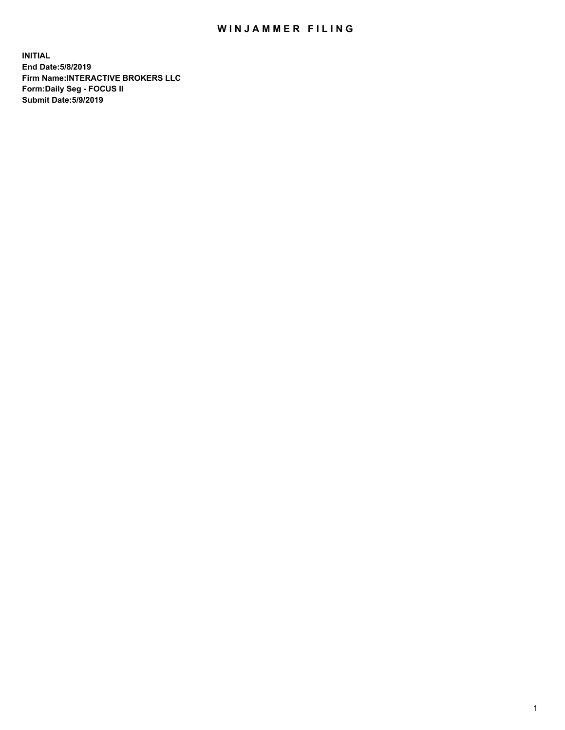# WINJAMMER FILING

**INITIAL**
**End Date:5/8/2019**
**Firm Name:INTERACTIVE BROKERS LLC**
**Form:Daily Seg - FOCUS II**
**Submit Date:5/9/2019**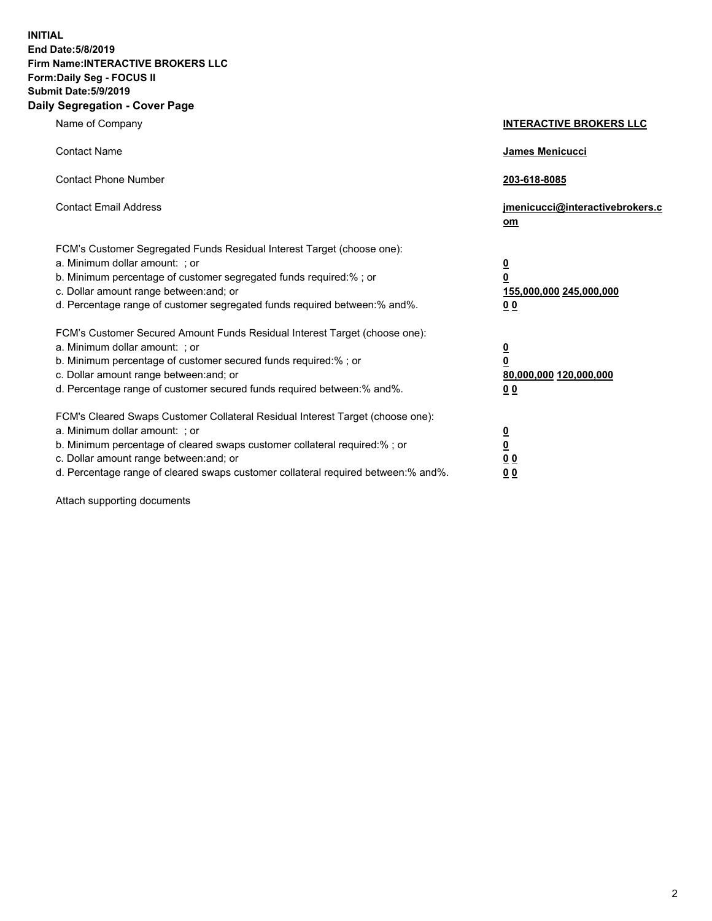**INITIAL**
**End Date:5/8/2019**
**Firm Name:INTERACTIVE BROKERS LLC**
**Form:Daily Seg - FOCUS II**
**Submit Date:5/9/2019**
**Daily Segregation - Cover Page**

| | |
|---|---|
| Name of Company | **INTERACTIVE BROKERS LLC** |
| Contact Name | **James Menicucci** |
| Contact Phone Number | **203-618-8085** |
| Contact Email Address | **jmenicucci@interactivebrokers.com** |
| FCM's Customer Segregated Funds Residual Interest Target (choose one): | |
| a. Minimum dollar amount: ; or | **0** |
| b. Minimum percentage of customer segregated funds required:% ; or | **0** |
| c. Dollar amount range between:and; or | **155,000,000 245,000,000** |
| d. Percentage range of customer segregated funds required between:% and%. | **0 0** |
| FCM's Customer Secured Amount Funds Residual Interest Target (choose one): | |
| a. Minimum dollar amount: ; or | **0** |
| b. Minimum percentage of customer secured funds required:% ; or | **0** |
| c. Dollar amount range between:and; or | **80,000,000 120,000,000** |
| d. Percentage range of customer secured funds required between:% and%. | **0 0** |
| FCM's Cleared Swaps Customer Collateral Residual Interest Target (choose one): | |
| a. Minimum dollar amount: ; or | **0** |
| b. Minimum percentage of cleared swaps customer collateral required:% ; or | **0** |
| c. Dollar amount range between:and; or | **0 0** |
| d. Percentage range of cleared swaps customer collateral required between:% and%. | **0 0** |

Attach supporting documents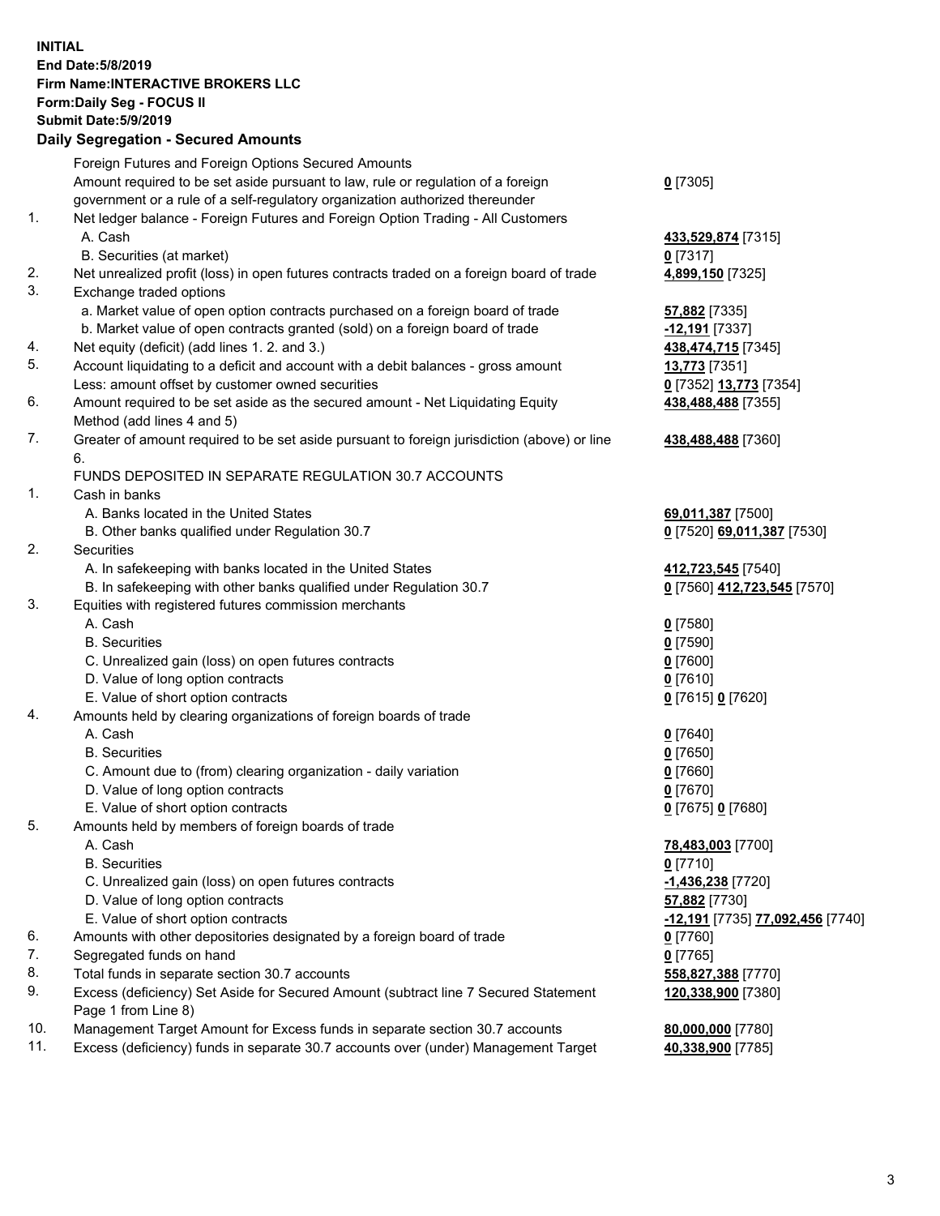**INITIAL**
**End Date:5/8/2019**
**Firm Name:INTERACTIVE BROKERS LLC**
**Form:Daily Seg - FOCUS II**
**Submit Date:5/9/2019**
**Daily Segregation - Secured Amounts**

| | | |
|---|---|---|
| | Foreign Futures and Foreign Options Secured Amounts | |
| | Amount required to be set aside pursuant to law, rule or regulation of a foreign government or a rule of a self-regulatory organization authorized thereunder | **0** [7305] |
| 1. | Net ledger balance - Foreign Futures and Foreign Option Trading - All Customers | |
| | A. Cash | **433,529,874** [7315] |
| | B. Securities (at market) | **0** [7317] |
| 2. | Net unrealized profit (loss) in open futures contracts traded on a foreign board of trade | **4,899,150** [7325] |
| 3. | Exchange traded options | |
| | a. Market value of open option contracts purchased on a foreign board of trade | **57,882** [7335] |
| | b. Market value of open contracts granted (sold) on a foreign board of trade | **-12,191** [7337] |
| 4. | Net equity (deficit) (add lines 1. 2. and 3.) | **438,474,715** [7345] |
| 5. | Account liquidating to a deficit and account with a debit balances - gross amount | **13,773** [7351] |
| | Less: amount offset by customer owned securities | **0** [7352] **13,773** [7354] |
| 6. | Amount required to be set aside as the secured amount - Net Liquidating Equity Method (add lines 4 and 5) | **438,488,488** [7355] |
| 7. | Greater of amount required to be set aside pursuant to foreign jurisdiction (above) or line 6. | **438,488,488** [7360] |
| | FUNDS DEPOSITED IN SEPARATE REGULATION 30.7 ACCOUNTS | |
| 1. | Cash in banks | |
| | A. Banks located in the United States | **69,011,387** [7500] |
| | B. Other banks qualified under Regulation 30.7 | **0** [7520] **69,011,387** [7530] |
| 2. | Securities | |
| | A. In safekeeping with banks located in the United States | **412,723,545** [7540] |
| | B. In safekeeping with other banks qualified under Regulation 30.7 | **0** [7560] **412,723,545** [7570] |
| 3. | Equities with registered futures commission merchants | |
| | A. Cash | **0** [7580] |
| | B. Securities | **0** [7590] |
| | C. Unrealized gain (loss) on open futures contracts | **0** [7600] |
| | D. Value of long option contracts | **0** [7610] |
| | E. Value of short option contracts | **0** [7615] **0** [7620] |
| 4. | Amounts held by clearing organizations of foreign boards of trade | |
| | A. Cash | **0** [7640] |
| | B. Securities | **0** [7650] |
| | C. Amount due to (from) clearing organization - daily variation | **0** [7660] |
| | D. Value of long option contracts | **0** [7670] |
| | E. Value of short option contracts | **0** [7675] **0** [7680] |
| 5. | Amounts held by members of foreign boards of trade | |
| | A. Cash | **78,483,003** [7700] |
| | B. Securities | **0** [7710] |
| | C. Unrealized gain (loss) on open futures contracts | **-1,436,238** [7720] |
| | D. Value of long option contracts | **57,882** [7730] |
| | E. Value of short option contracts | **-12,191** [7735] **77,092,456** [7740] |
| 6. | Amounts with other depositories designated by a foreign board of trade | **0** [7760] |
| 7. | Segregated funds on hand | **0** [7765] |
| 8. | Total funds in separate section 30.7 accounts | **558,827,388** [7770] |
| 9. | Excess (deficiency) Set Aside for Secured Amount (subtract line 7 Secured Statement Page 1 from Line 8) | **120,338,900** [7380] |
| 10. | Management Target Amount for Excess funds in separate section 30.7 accounts | **80,000,000** [7780] |
| 11. | Excess (deficiency) funds in separate 30.7 accounts over (under) Management Target | **40,338,900** [7785] |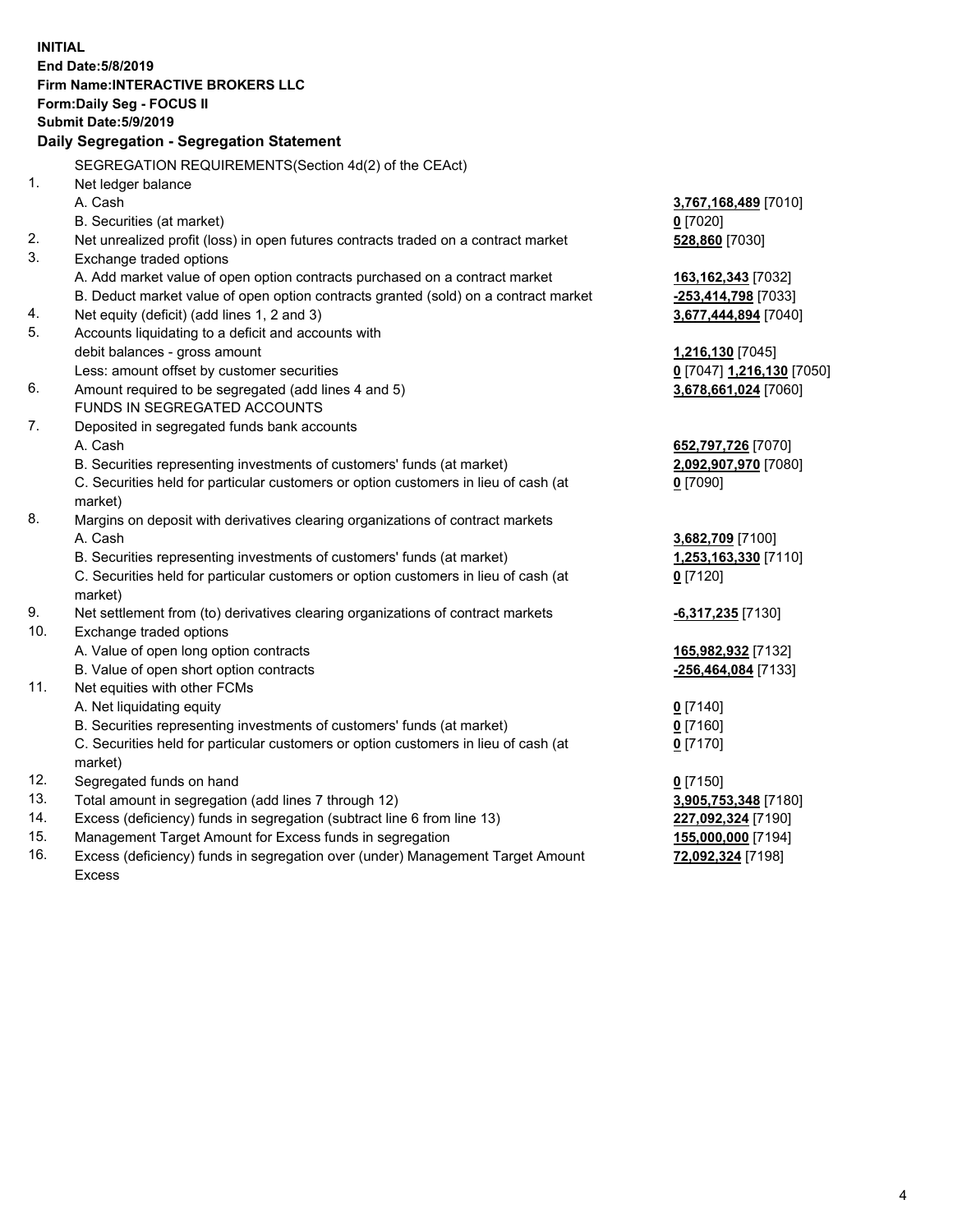**INITIAL**
**End Date:5/8/2019**
**Firm Name:INTERACTIVE BROKERS LLC**
**Form:Daily Seg - FOCUS II**
**Submit Date:5/9/2019**

### Daily Segregation - Segregation Statement

SEGREGATION REQUIREMENTS(Section 4d(2) of the CEAct)

| | | |
|---|---|---|
| 1. | Net ledger balance | |
| | A. Cash | **3,767,168,489** [7010] |
| | B. Securities (at market) | **0** [7020] |
| 2. | Net unrealized profit (loss) in open futures contracts traded on a contract market | **528,860** [7030] |
| 3. | Exchange traded options | |
| | A. Add market value of open option contracts purchased on a contract market | **163,162,343** [7032] |
| | B. Deduct market value of open option contracts granted (sold) on a contract market | **-253,414,798** [7033] |
| 4. | Net equity (deficit) (add lines 1, 2 and 3) | **3,677,444,894** [7040] |
| 5. | Accounts liquidating to a deficit and accounts with | |
| | debit balances - gross amount | **1,216,130** [7045] |
| | Less: amount offset by customer securities | **0** [7047] **1,216,130** [7050] |
| 6. | Amount required to be segregated (add lines 4 and 5) | **3,678,661,024** [7060] |
| | FUNDS IN SEGREGATED ACCOUNTS | |
| 7. | Deposited in segregated funds bank accounts | |
| | A. Cash | **652,797,726** [7070] |
| | B. Securities representing investments of customers' funds (at market) | **2,092,907,970** [7080] |
| | C. Securities held for particular customers or option customers in lieu of cash (at market) | **0** [7090] |
| 8. | Margins on deposit with derivatives clearing organizations of contract markets | |
| | A. Cash | **3,682,709** [7100] |
| | B. Securities representing investments of customers' funds (at market) | **1,253,163,330** [7110] |
| | C. Securities held for particular customers or option customers in lieu of cash (at market) | **0** [7120] |
| 9. | Net settlement from (to) derivatives clearing organizations of contract markets | **-6,317,235** [7130] |
| 10. | Exchange traded options | |
| | A. Value of open long option contracts | **165,982,932** [7132] |
| | B. Value of open short option contracts | **-256,464,084** [7133] |
| 11. | Net equities with other FCMs | |
| | A. Net liquidating equity | **0** [7140] |
| | B. Securities representing investments of customers' funds (at market) | **0** [7160] |
| | C. Securities held for particular customers or option customers in lieu of cash (at market) | **0** [7170] |
| 12. | Segregated funds on hand | **0** [7150] |
| 13. | Total amount in segregation (add lines 7 through 12) | **3,905,753,348** [7180] |
| 14. | Excess (deficiency) funds in segregation (subtract line 6 from line 13) | **227,092,324** [7190] |
| 15. | Management Target Amount for Excess funds in segregation | **155,000,000** [7194] |
| 16. | Excess (deficiency) funds in segregation over (under) Management Target Amount Excess | **72,092,324** [7198] |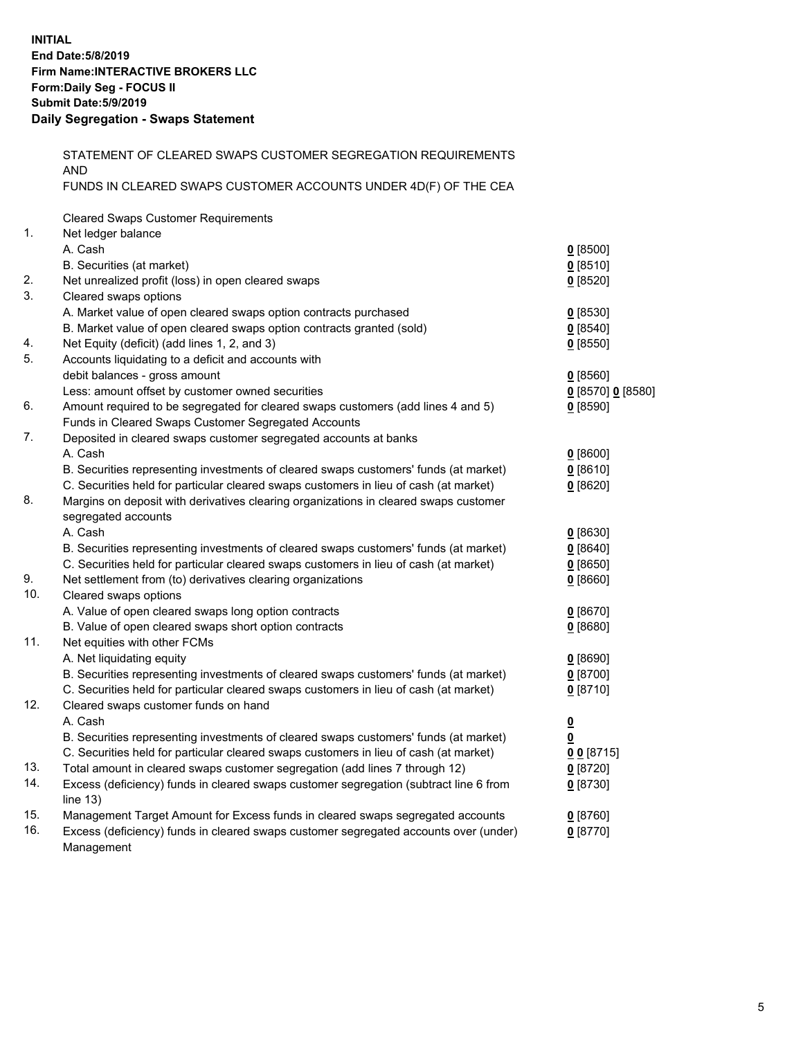**INITIAL**
**End Date:5/8/2019**
**Firm Name:INTERACTIVE BROKERS LLC**
**Form:Daily Seg - FOCUS II**
**Submit Date:5/9/2019**
**Daily Segregation - Swaps Statement**

STATEMENT OF CLEARED SWAPS CUSTOMER SEGREGATION REQUIREMENTS AND FUNDS IN CLEARED SWAPS CUSTOMER ACCOUNTS UNDER 4D(F) OF THE CEA

| | | |
|---|---|---|
| | Cleared Swaps Customer Requirements | |
| 1. | Net ledger balance | |
| | A. Cash | 0 [8500] |
| | B. Securities (at market) | 0 [8510] |
| 2. | Net unrealized profit (loss) in open cleared swaps | 0 [8520] |
| 3. | Cleared swaps options | |
| | A. Market value of open cleared swaps option contracts purchased | 0 [8530] |
| | B. Market value of open cleared swaps option contracts granted (sold) | 0 [8540] |
| 4. | Net Equity (deficit) (add lines 1, 2, and 3) | 0 [8550] |
| 5. | Accounts liquidating to a deficit and accounts with | |
| | debit balances - gross amount | 0 [8560] |
| | Less: amount offset by customer owned securities | 0 [8570] 0 [8580] |
| 6. | Amount required to be segregated for cleared swaps customers (add lines 4 and 5) | 0 [8590] |
| | Funds in Cleared Swaps Customer Segregated Accounts | |
| 7. | Deposited in cleared swaps customer segregated accounts at banks | |
| | A. Cash | 0 [8600] |
| | B. Securities representing investments of cleared swaps customers' funds (at market) | 0 [8610] |
| | C. Securities held for particular cleared swaps customers in lieu of cash (at market) | 0 [8620] |
| 8. | Margins on deposit with derivatives clearing organizations in cleared swaps customer segregated accounts | |
| | A. Cash | 0 [8630] |
| | B. Securities representing investments of cleared swaps customers' funds (at market) | 0 [8640] |
| | C. Securities held for particular cleared swaps customers in lieu of cash (at market) | 0 [8650] |
| 9. | Net settlement from (to) derivatives clearing organizations | 0 [8660] |
| 10. | Cleared swaps options | |
| | A. Value of open cleared swaps long option contracts | 0 [8670] |
| | B. Value of open cleared swaps short option contracts | 0 [8680] |
| 11. | Net equities with other FCMs | |
| | A. Net liquidating equity | 0 [8690] |
| | B. Securities representing investments of cleared swaps customers' funds (at market) | 0 [8700] |
| | C. Securities held for particular cleared swaps customers in lieu of cash (at market) | 0 [8710] |
| 12. | Cleared swaps customer funds on hand | |
| | A. Cash | 0 |
| | B. Securities representing investments of cleared swaps customers' funds (at market) | 0 |
| | C. Securities held for particular cleared swaps customers in lieu of cash (at market) | 0 0 [8715] |
| 13. | Total amount in cleared swaps customer segregation (add lines 7 through 12) | 0 [8720] |
| 14. | Excess (deficiency) funds in cleared swaps customer segregation (subtract line 6 from line 13) | 0 [8730] |
| 15. | Management Target Amount for Excess funds in cleared swaps segregated accounts | 0 [8760] |
| 16. | Excess (deficiency) funds in cleared swaps customer segregated accounts over (under) Management | 0 [8770] |